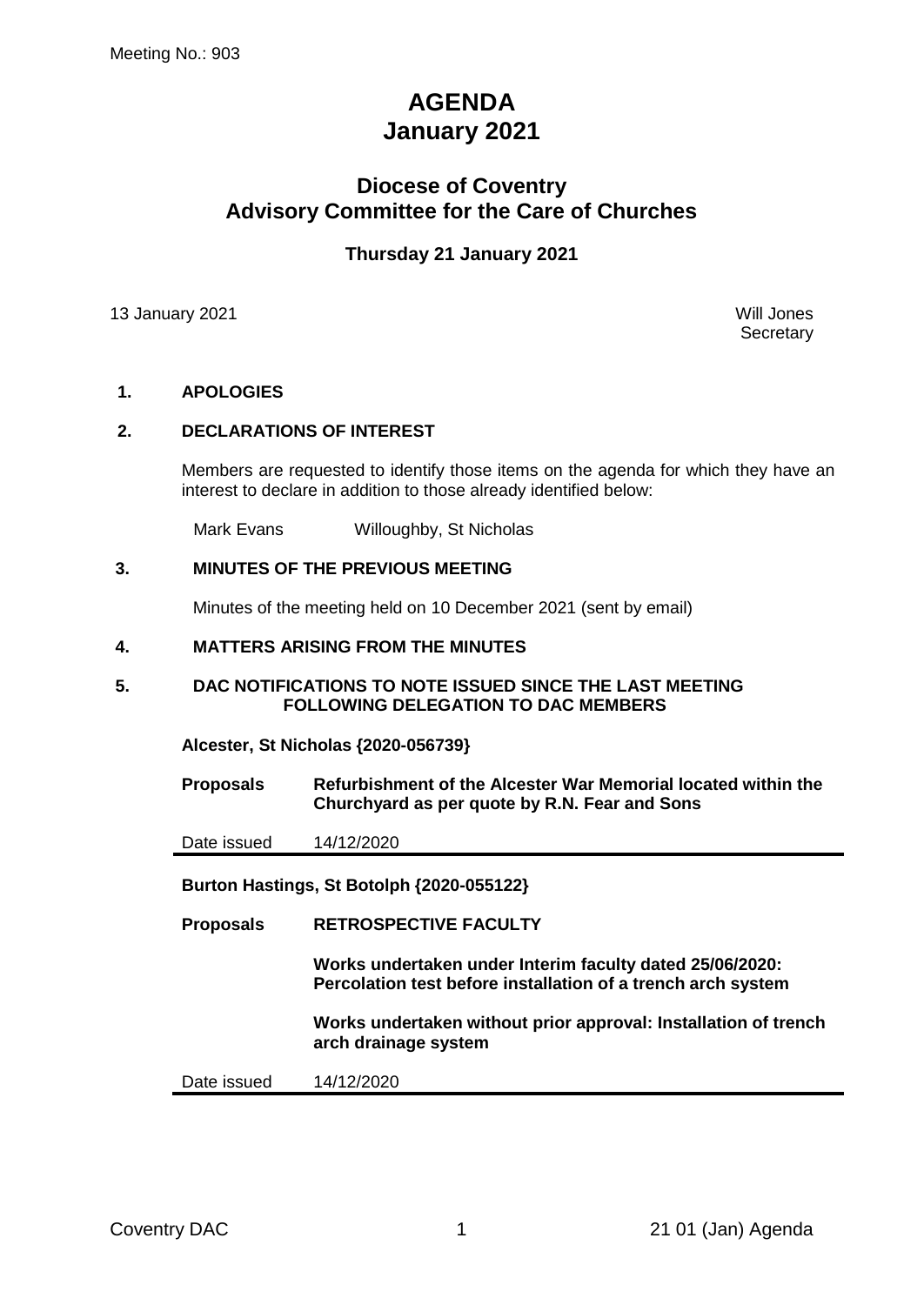Meeting No.: 903

# AGENDA
# January 2021

## Diocese of Coventry
## Advisory Committee for the Care of Churches

### Thursday 21 January 2021

13 January 2021

Will Jones
Secretary

**1. APOLOGIES**

**2. DECLARATIONS OF INTEREST**

Members are requested to identify those items on the agenda for which they have an interest to declare in addition to those already identified below:

Mark Evans    Willoughby, St Nicholas

**3. MINUTES OF THE PREVIOUS MEETING**

Minutes of the meeting held on 10 December 2021 (sent by email)

**4. MATTERS ARISING FROM THE MINUTES**

**5. DAC NOTIFICATIONS TO NOTE ISSUED SINCE THE LAST MEETING FOLLOWING DELEGATION TO DAC MEMBERS**

**Alcester, St Nicholas {2020-056739}**

| | |
|---|---|
| **Proposals** | **Refurbishment of the Alcester War Memorial located within the Churchyard as per quote by R.N. Fear and Sons** |
| Date issued | 14/12/2020 |

**Burton Hastings, St Botolph {2020-055122}**

| | |
|---|---|
| **Proposals** | **RETROSPECTIVE FACULTY**<br><br>**Works undertaken under Interim faculty dated 25/06/2020: Percolation test before installation of a trench arch system**<br><br>**Works undertaken without prior approval: Installation of trench arch drainage system** |
| Date issued | 14/12/2020 |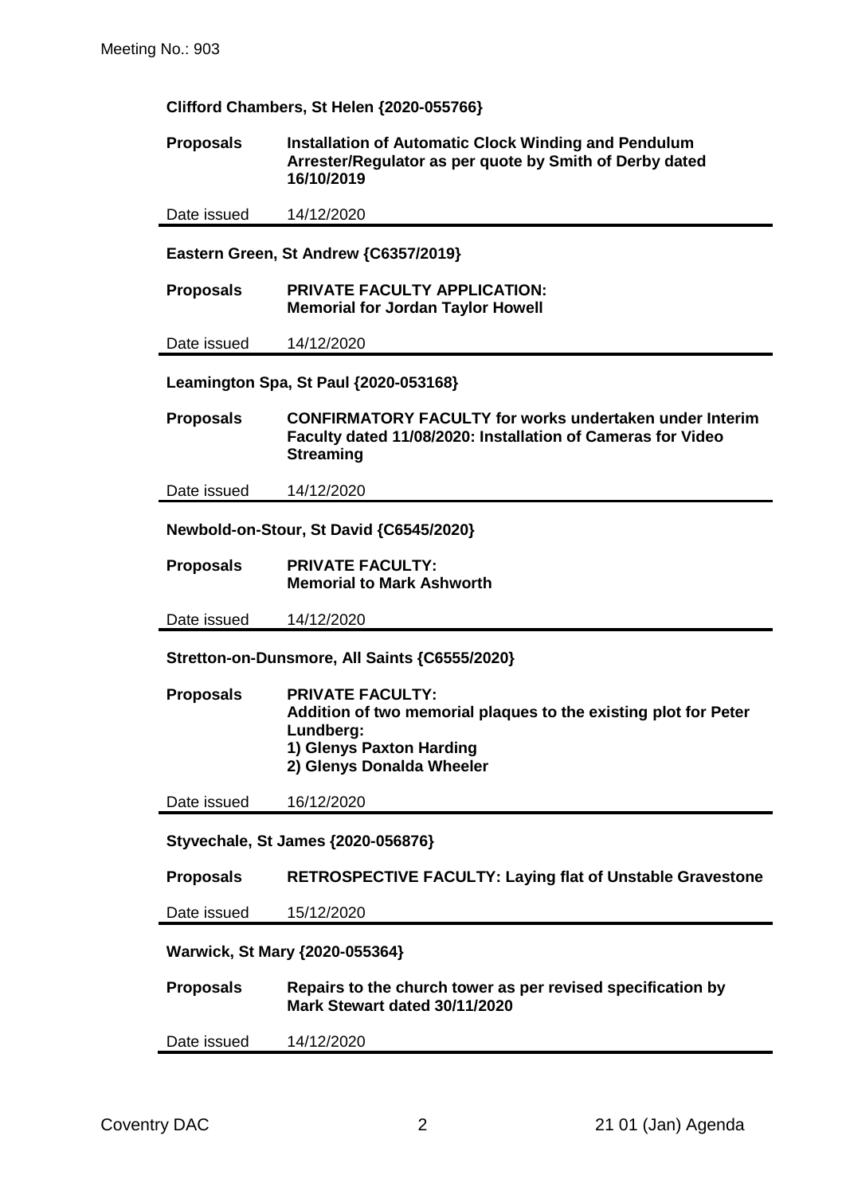**Clifford Chambers, St Helen {2020-055766}**

| | |
|---|---|
| **Proposals** | **Installation of Automatic Clock Winding and Pendulum Arrester/Regulator as per quote by Smith of Derby dated 16/10/2019** |
| Date issued | 14/12/2020 |

**Eastern Green, St Andrew {C6357/2019}**

| | |
|---|---|
| **Proposals** | **PRIVATE FACULTY APPLICATION: Memorial for Jordan Taylor Howell** |
| Date issued | 14/12/2020 |

**Leamington Spa, St Paul {2020-053168}**

| | |
|---|---|
| **Proposals** | **CONFIRMATORY FACULTY for works undertaken under Interim Faculty dated 11/08/2020: Installation of Cameras for Video Streaming** |
| Date issued | 14/12/2020 |

**Newbold-on-Stour, St David {C6545/2020}**

| | |
|---|---|
| **Proposals** | **PRIVATE FACULTY: Memorial to Mark Ashworth** |
| Date issued | 14/12/2020 |

**Stretton-on-Dunsmore, All Saints {C6555/2020}**

| | |
|---|---|
| **Proposals** | **PRIVATE FACULTY: Addition of two memorial plaques to the existing plot for Peter Lundberg: 1) Glenys Paxton Harding 2) Glenys Donalda Wheeler** |
| Date issued | 16/12/2020 |

**Styvechale, St James {2020-056876}**

| | |
|---|---|
| **Proposals** | **RETROSPECTIVE FACULTY: Laying flat of Unstable Gravestone** |
| Date issued | 15/12/2020 |

**Warwick, St Mary {2020-055364}**

| | |
|---|---|
| **Proposals** | **Repairs to the church tower as per revised specification by Mark Stewart dated 30/11/2020** |
| Date issued | 14/12/2020 |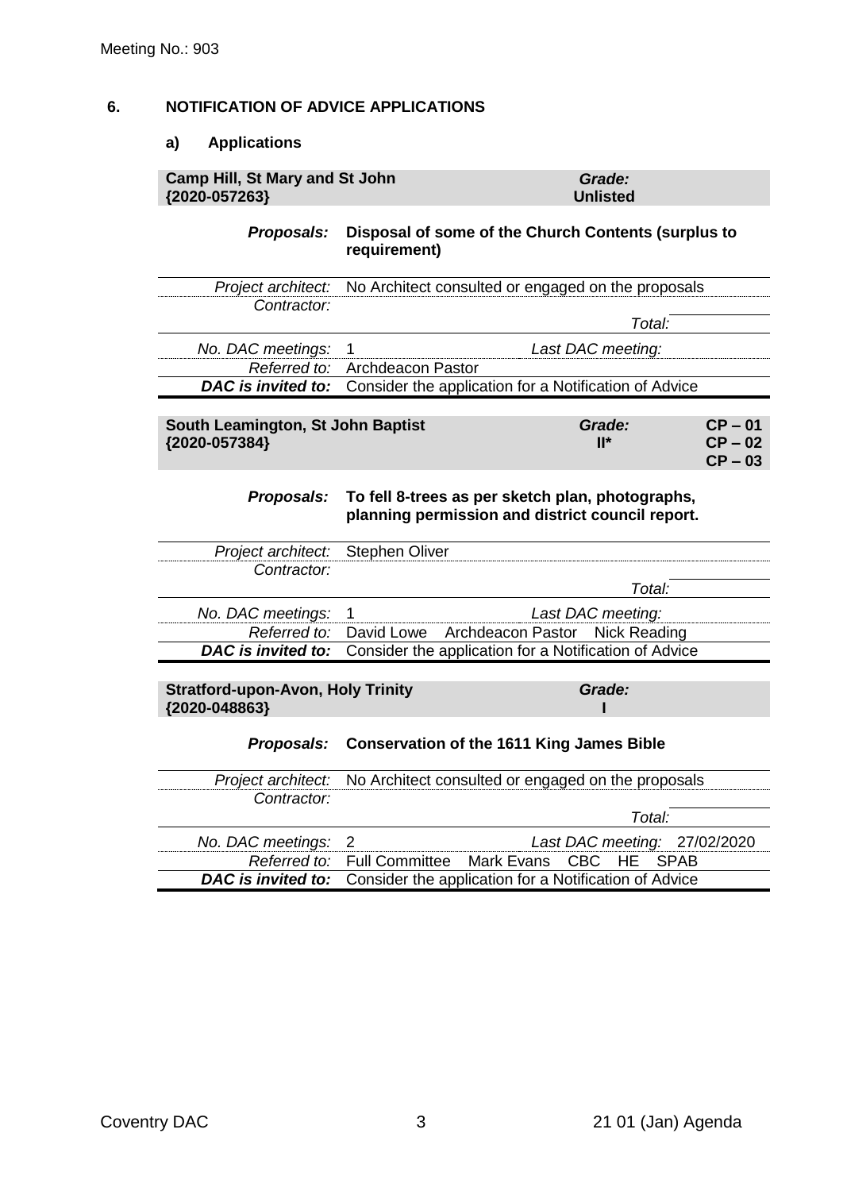Meeting No.: 903

## 6. NOTIFICATION OF ADVICE APPLICATIONS

### a) Applications

| **Camp Hill, St Mary and St John {2020-057263}** | ***Grade:*** **Unlisted** |
|---|---|
| ***Proposals:*** | **Disposal of some of the Church Contents (surplus to requirement)** |
| *Project architect:* | No Architect consulted or engaged on the proposals |
| *Contractor:* | |
| | *Total:* |
| *No. DAC meetings:* | 1 &nbsp;&nbsp; *Last DAC meeting:* |
| *Referred to:* | Archdeacon Pastor |
| ***DAC is invited to:*** | Consider the application for a Notification of Advice |

| **South Leamington, St John Baptist {2020-057384}** | ***Grade:*** **II*** | **CP – 01 CP – 02 CP – 03** |
|---|---|---|
| ***Proposals:*** | **To fell 8-trees as per sketch plan, photographs, planning permission and district council report.** | |
| *Project architect:* | Stephen Oliver | |
| *Contractor:* | | |
| | *Total:* | |
| *No. DAC meetings:* | 1 &nbsp;&nbsp; *Last DAC meeting:* | |
| *Referred to:* | David Lowe &nbsp; Archdeacon Pastor &nbsp; Nick Reading | |
| ***DAC is invited to:*** | Consider the application for a Notification of Advice | |

| **Stratford-upon-Avon, Holy Trinity {2020-048863}** | ***Grade:*** **I** |
|---|---|
| ***Proposals:*** | **Conservation of the 1611 King James Bible** |
| *Project architect:* | No Architect consulted or engaged on the proposals |
| *Contractor:* | |
| | *Total:* |
| *No. DAC meetings:* | 2 &nbsp;&nbsp; *Last DAC meeting:* 27/02/2020 |
| *Referred to:* | Full Committee &nbsp; Mark Evans &nbsp; CBC &nbsp; HE &nbsp; SPAB |
| ***DAC is invited to:*** | Consider the application for a Notification of Advice |

Coventry DAC &nbsp;&nbsp;&nbsp;&nbsp; 21 01 (Jan) Agenda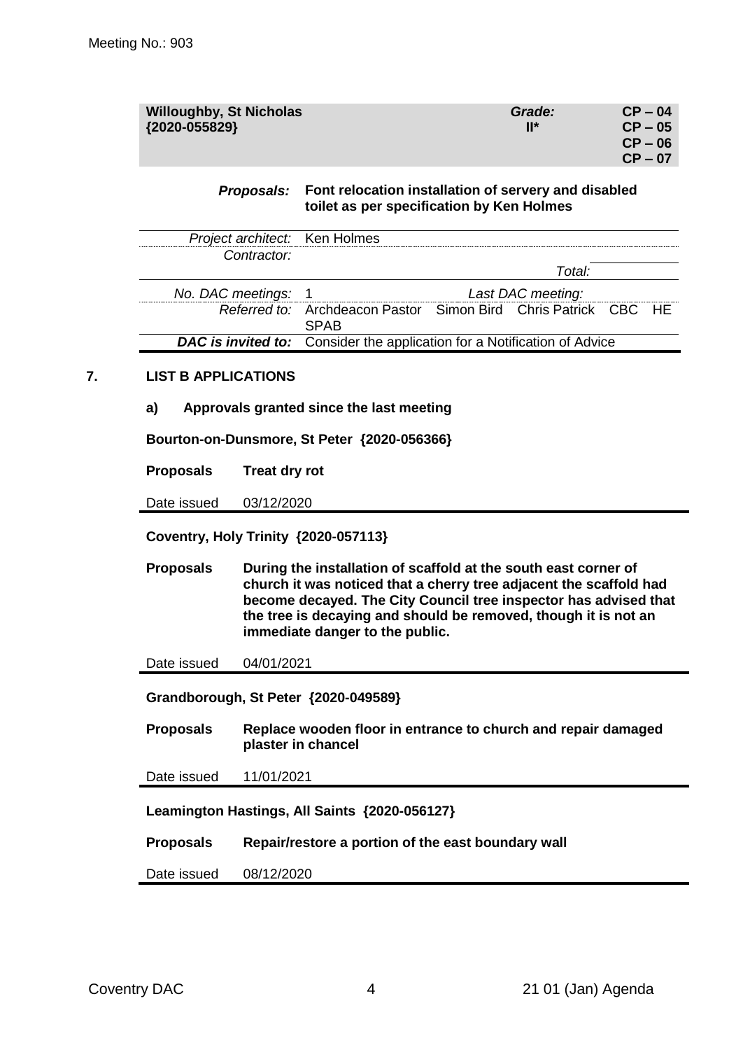Meeting No.: 903

| **Willoughby, St Nicholas {2020-055829}** | ***Grade:* II*** | **CP – 04 CP – 05 CP – 06 CP – 07** |
|---|---|---|

| | |
|---|---|
| ***Proposals:*** | **Font relocation installation of servery and disabled toilet as per specification by Ken Holmes** |
| *Project architect:* | Ken Holmes |
| *Contractor:* | *Total:* |
| *No. DAC meetings:* | 1 *Last DAC meeting:* |
| *Referred to:* | Archdeacon Pastor Simon Bird Chris Patrick CBC HE SPAB |
| ***DAC is invited to:*** | Consider the application for a Notification of Advice |

## 7. LIST B APPLICATIONS

### a) Approvals granted since the last meeting

**Bourton-on-Dunsmore, St Peter {2020-056366}**

| | |
|---|---|
| **Proposals** | **Treat dry rot** |
| Date issued | 03/12/2020 |

**Coventry, Holy Trinity {2020-057113}**

| | |
|---|---|
| **Proposals** | **During the installation of scaffold at the south east corner of church it was noticed that a cherry tree adjacent the scaffold had become decayed. The City Council tree inspector has advised that the tree is decaying and should be removed, though it is not an immediate danger to the public.** |
| Date issued | 04/01/2021 |

**Grandborough, St Peter {2020-049589}**

| | |
|---|---|
| **Proposals** | **Replace wooden floor in entrance to church and repair damaged plaster in chancel** |
| Date issued | 11/01/2021 |

**Leamington Hastings, All Saints {2020-056127}**

| | |
|---|---|
| **Proposals** | **Repair/restore a portion of the east boundary wall** |
| Date issued | 08/12/2020 |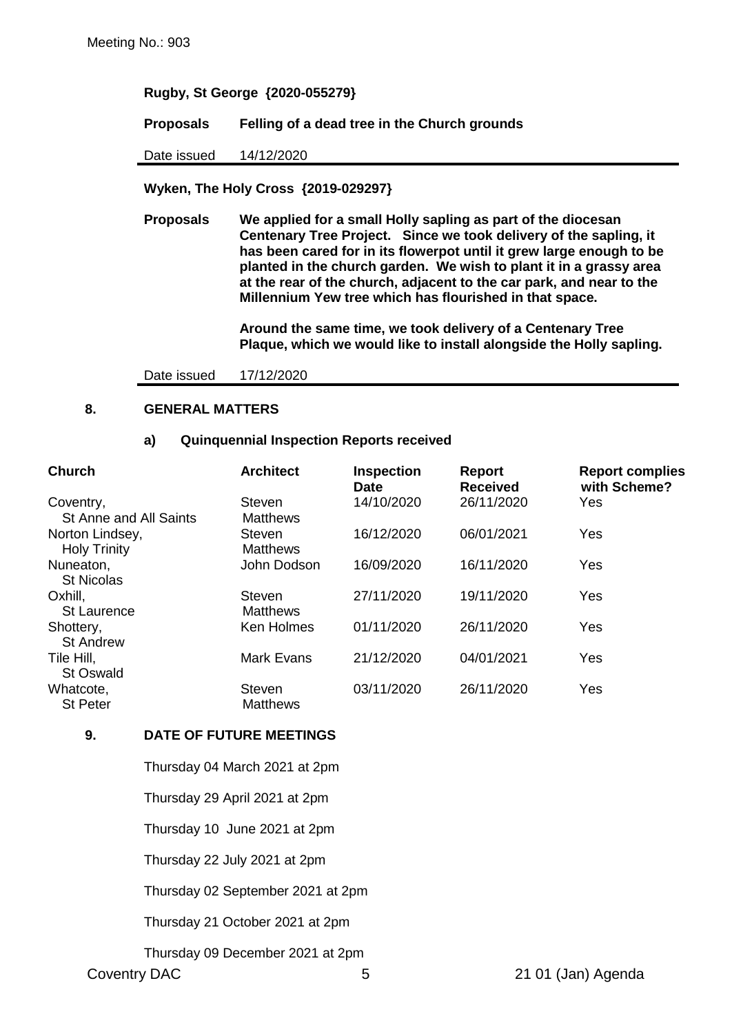**Rugby, St George {2020-055279}**

**Proposals** **Felling of a dead tree in the Church grounds**

Date issued 14/12/2020

---

**Wyken, The Holy Cross {2019-029297}**

**Proposals** **We applied for a small Holly sapling as part of the diocesan Centenary Tree Project. Since we took delivery of the sapling, it has been cared for in its flowerpot until it grew large enough to be planted in the church garden. We wish to plant it in a grassy area at the rear of the church, adjacent to the car park, and near to the Millennium Yew tree which has flourished in that space.**

**Around the same time, we took delivery of a Centenary Tree Plaque, which we would like to install alongside the Holly sapling.**

Date issued 17/12/2020

---

## 8. GENERAL MATTERS

### a) Quinquennial Inspection Reports received

| Church | Architect | Inspection Date | Report Received | Report complies with Scheme? |
|---|---|---|---|---|
| Coventry, St Anne and All Saints | Steven Matthews | 14/10/2020 | 26/11/2020 | Yes |
| Norton Lindsey, Holy Trinity | Steven Matthews | 16/12/2020 | 06/01/2021 | Yes |
| Nuneaton, St Nicolas | John Dodson | 16/09/2020 | 16/11/2020 | Yes |
| Oxhill, St Laurence | Steven Matthews | 27/11/2020 | 19/11/2020 | Yes |
| Shottery, St Andrew | Ken Holmes | 01/11/2020 | 26/11/2020 | Yes |
| Tile Hill, St Oswald | Mark Evans | 21/12/2020 | 04/01/2021 | Yes |
| Whatcote, St Peter | Steven Matthews | 03/11/2020 | 26/11/2020 | Yes |

## 9. DATE OF FUTURE MEETINGS

Thursday 04 March 2021 at 2pm

Thursday 29 April 2021 at 2pm

Thursday 10 June 2021 at 2pm

Thursday 22 July 2021 at 2pm

Thursday 02 September 2021 at 2pm

Thursday 21 October 2021 at 2pm

Thursday 09 December 2021 at 2pm